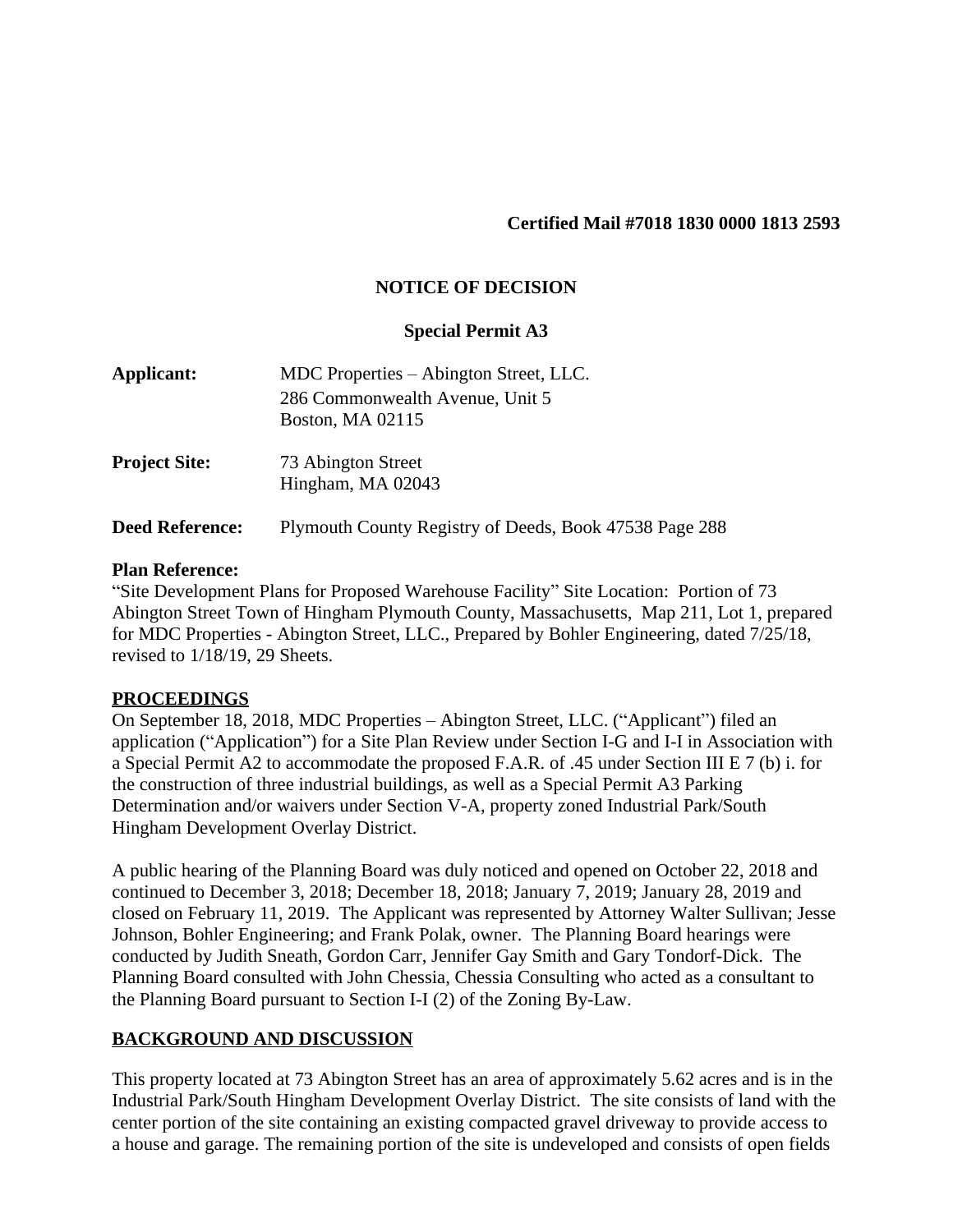**Certified Mail #7018 1830 0000 1813 2593**

# NOTICE OF DECISION

## Special Permit A3

**Applicant:** MDC Properties – Abington Street, LLC.
286 Commonwealth Avenue, Unit 5
Boston, MA 02115

**Project Site:** 73 Abington Street
Hingham, MA 02043

**Deed Reference:** Plymouth County Registry of Deeds, Book 47538 Page 288

**Plan Reference:**
"Site Development Plans for Proposed Warehouse Facility" Site Location: Portion of 73 Abington Street Town of Hingham Plymouth County, Massachusetts, Map 211, Lot 1, prepared for MDC Properties - Abington Street, LLC., Prepared by Bohler Engineering, dated 7/25/18, revised to 1/18/19, 29 Sheets.

**PROCEEDINGS**

On September 18, 2018, MDC Properties – Abington Street, LLC. ("Applicant") filed an application ("Application") for a Site Plan Review under Section I-G and I-I in Association with a Special Permit A2 to accommodate the proposed F.A.R. of .45 under Section III E 7 (b) i. for the construction of three industrial buildings, as well as a Special Permit A3 Parking Determination and/or waivers under Section V-A, property zoned Industrial Park/South Hingham Development Overlay District.

A public hearing of the Planning Board was duly noticed and opened on October 22, 2018 and continued to December 3, 2018; December 18, 2018; January 7, 2019; January 28, 2019 and closed on February 11, 2019. The Applicant was represented by Attorney Walter Sullivan; Jesse Johnson, Bohler Engineering; and Frank Polak, owner. The Planning Board hearings were conducted by Judith Sneath, Gordon Carr, Jennifer Gay Smith and Gary Tondorf-Dick. The Planning Board consulted with John Chessia, Chessia Consulting who acted as a consultant to the Planning Board pursuant to Section I-I (2) of the Zoning By-Law.

**BACKGROUND AND DISCUSSION**

This property located at 73 Abington Street has an area of approximately 5.62 acres and is in the Industrial Park/South Hingham Development Overlay District. The site consists of land with the center portion of the site containing an existing compacted gravel driveway to provide access to a house and garage. The remaining portion of the site is undeveloped and consists of open fields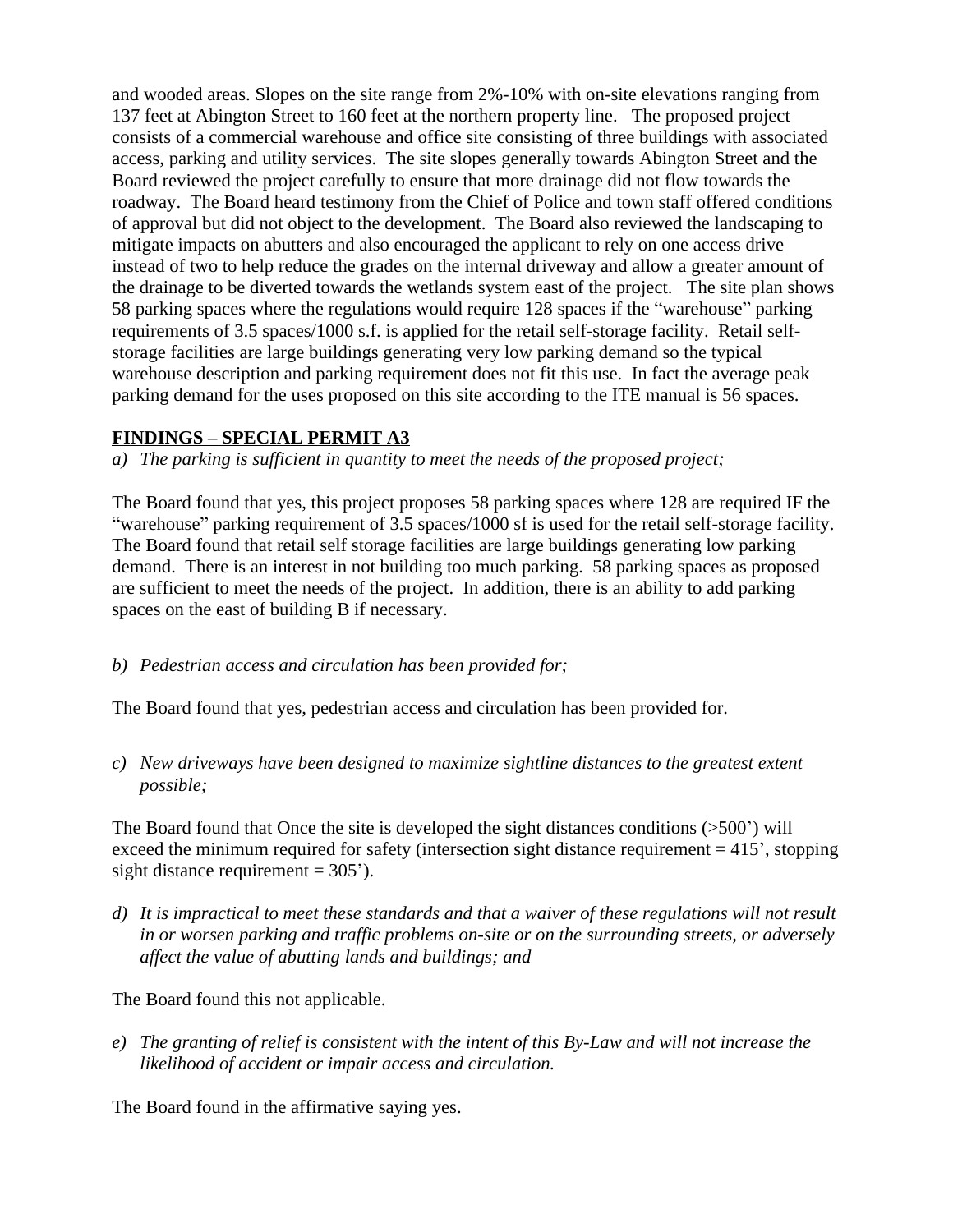and wooded areas. Slopes on the site range from 2%-10% with on-site elevations ranging from 137 feet at Abington Street to 160 feet at the northern property line. The proposed project consists of a commercial warehouse and office site consisting of three buildings with associated access, parking and utility services. The site slopes generally towards Abington Street and the Board reviewed the project carefully to ensure that more drainage did not flow towards the roadway. The Board heard testimony from the Chief of Police and town staff offered conditions of approval but did not object to the development. The Board also reviewed the landscaping to mitigate impacts on abutters and also encouraged the applicant to rely on one access drive instead of two to help reduce the grades on the internal driveway and allow a greater amount of the drainage to be diverted towards the wetlands system east of the project. The site plan shows 58 parking spaces where the regulations would require 128 spaces if the "warehouse" parking requirements of 3.5 spaces/1000 s.f. is applied for the retail self-storage facility. Retail self-storage facilities are large buildings generating very low parking demand so the typical warehouse description and parking requirement does not fit this use. In fact the average peak parking demand for the uses proposed on this site according to the ITE manual is 56 spaces.

**FINDINGS – SPECIAL PERMIT A3**

*a) The parking is sufficient in quantity to meet the needs of the proposed project;*

The Board found that yes, this project proposes 58 parking spaces where 128 are required IF the "warehouse" parking requirement of 3.5 spaces/1000 sf is used for the retail self-storage facility. The Board found that retail self storage facilities are large buildings generating low parking demand. There is an interest in not building too much parking. 58 parking spaces as proposed are sufficient to meet the needs of the project. In addition, there is an ability to add parking spaces on the east of building B if necessary.

*b) Pedestrian access and circulation has been provided for;*

The Board found that yes, pedestrian access and circulation has been provided for.

*c) New driveways have been designed to maximize sightline distances to the greatest extent possible;*

The Board found that Once the site is developed the sight distances conditions (>500') will exceed the minimum required for safety (intersection sight distance requirement = 415', stopping sight distance requirement = 305').

*d) It is impractical to meet these standards and that a waiver of these regulations will not result in or worsen parking and traffic problems on-site or on the surrounding streets, or adversely affect the value of abutting lands and buildings; and*

The Board found this not applicable.

*e) The granting of relief is consistent with the intent of this By-Law and will not increase the likelihood of accident or impair access and circulation.*

The Board found in the affirmative saying yes.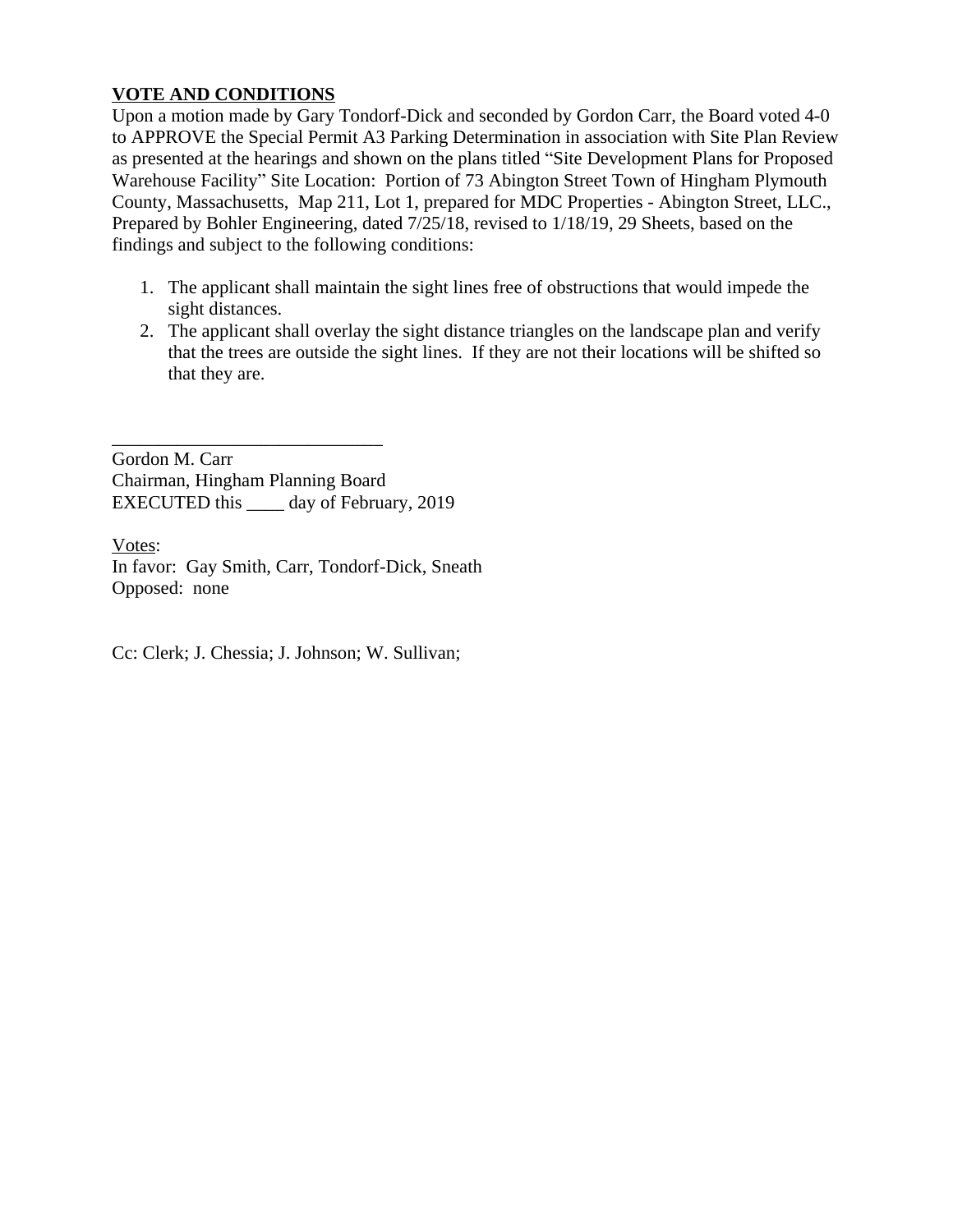**<u>VOTE AND CONDITIONS</u>**

Upon a motion made by Gary Tondorf-Dick and seconded by Gordon Carr, the Board voted 4-0 to APPROVE the Special Permit A3 Parking Determination in association with Site Plan Review as presented at the hearings and shown on the plans titled "Site Development Plans for Proposed Warehouse Facility" Site Location: Portion of 73 Abington Street Town of Hingham Plymouth County, Massachusetts, Map 211, Lot 1, prepared for MDC Properties - Abington Street, LLC., Prepared by Bohler Engineering, dated 7/25/18, revised to 1/18/19, 29 Sheets, based on the findings and subject to the following conditions:

1. The applicant shall maintain the sight lines free of obstructions that would impede the sight distances.
2. The applicant shall overlay the sight distance triangles on the landscape plan and verify that the trees are outside the sight lines. If they are not their locations will be shifted so that they are.

_____________________________

Gordon M. Carr
Chairman, Hingham Planning Board
EXECUTED this ____ day of February, 2019

<u>Votes</u>:
In favor: Gay Smith, Carr, Tondorf-Dick, Sneath
Opposed: none

Cc: Clerk; J. Chessia; J. Johnson; W. Sullivan;